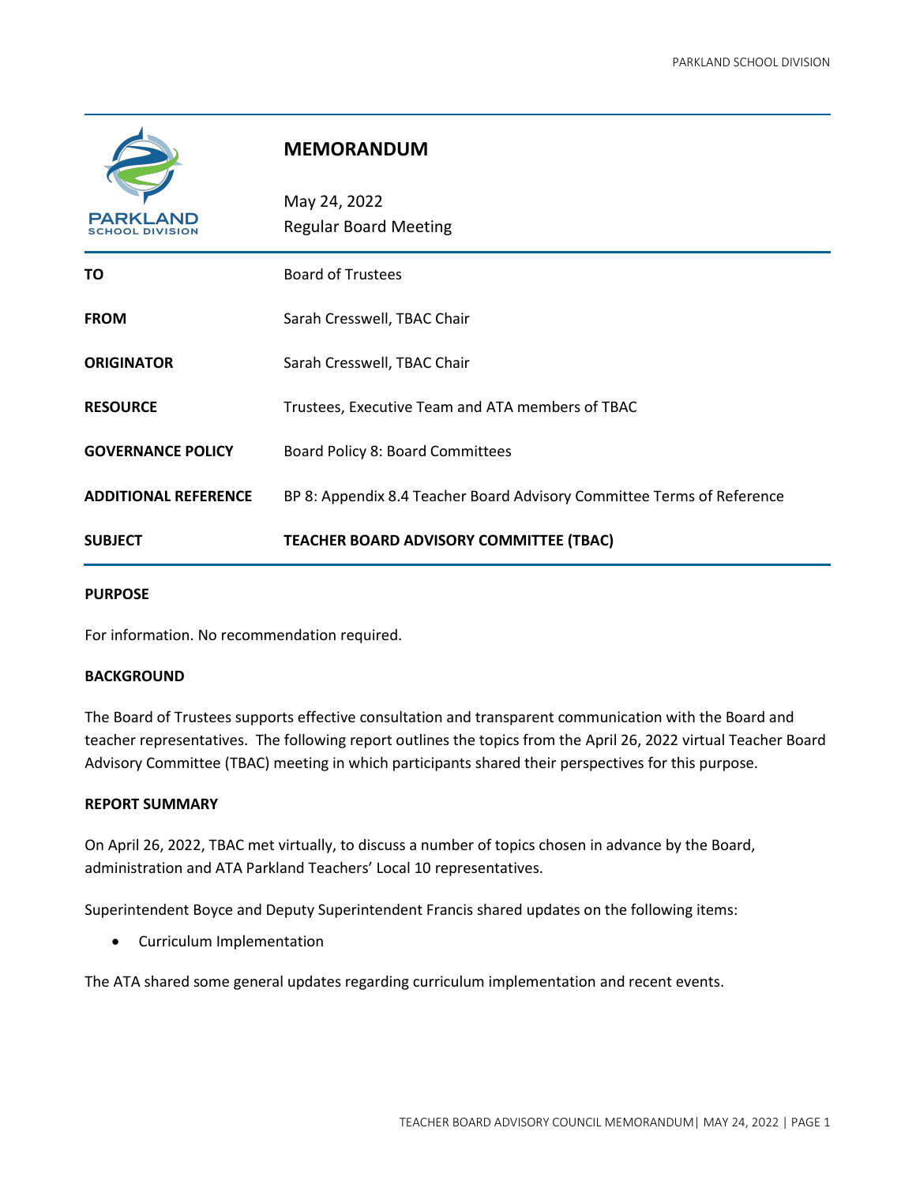# MEMORANDUM

May 24, 2022
Regular Board Meeting

| | |
|---|---|
| **TO** | Board of Trustees |
| **FROM** | Sarah Cresswell, TBAC Chair |
| **ORIGINATOR** | Sarah Cresswell, TBAC Chair |
| **RESOURCE** | Trustees, Executive Team and ATA members of TBAC |
| **GOVERNANCE POLICY** | Board Policy 8: Board Committees |
| **ADDITIONAL REFERENCE** | BP 8: Appendix 8.4 Teacher Board Advisory Committee Terms of Reference |
| **SUBJECT** | **TEACHER BOARD ADVISORY COMMITTEE (TBAC)** |

**PURPOSE**

For information. No recommendation required.

**BACKGROUND**

The Board of Trustees supports effective consultation and transparent communication with the Board and teacher representatives. The following report outlines the topics from the April 26, 2022 virtual Teacher Board Advisory Committee (TBAC) meeting in which participants shared their perspectives for this purpose.

**REPORT SUMMARY**

On April 26, 2022, TBAC met virtually, to discuss a number of topics chosen in advance by the Board, administration and ATA Parkland Teachers' Local 10 representatives.

Superintendent Boyce and Deputy Superintendent Francis shared updates on the following items:

- Curriculum Implementation

The ATA shared some general updates regarding curriculum implementation and recent events.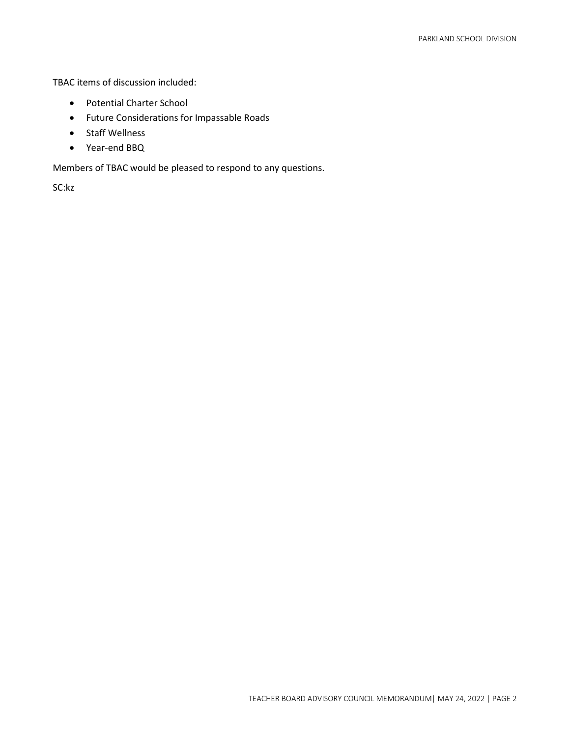TBAC items of discussion included:

- Potential Charter School
- Future Considerations for Impassable Roads
- Staff Wellness
- Year-end BBQ

Members of TBAC would be pleased to respond to any questions.

SC:kz